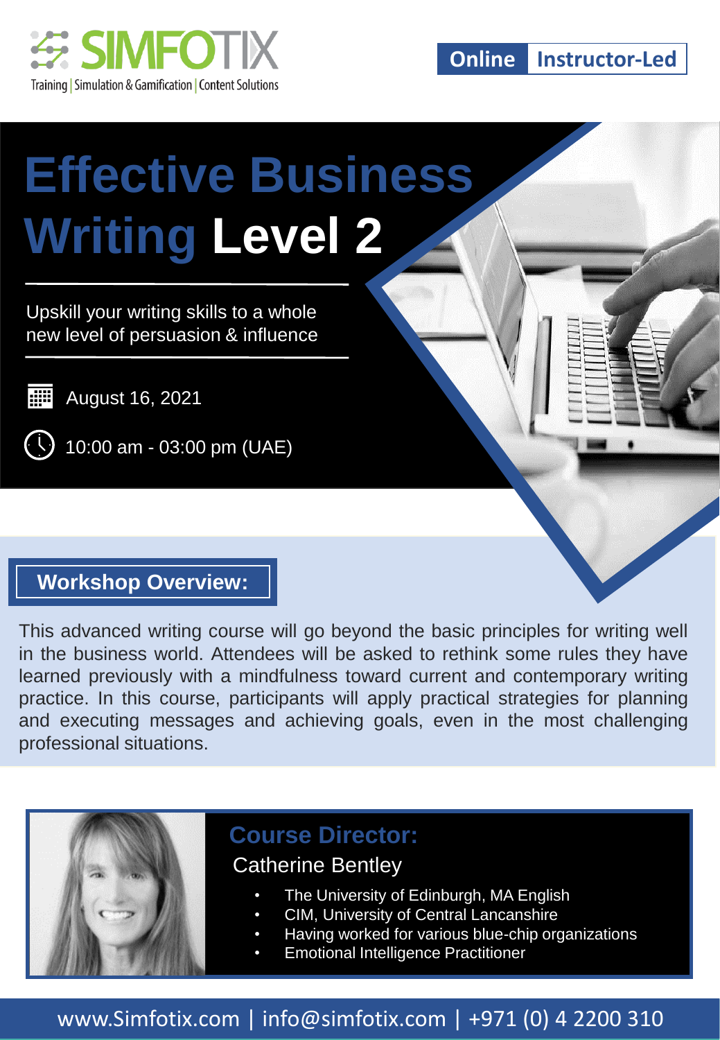SIMFOTIX

Training | Simulation & Gamification | Content Solutions

Online | Instructor-Led

# Effective Business Writing Level 2

Upskill your writing skills to a whole new level of persuasion & influence

August 16, 2021

10:00 am - 03:00 pm (UAE)

## Workshop Overview:

This advanced writing course will go beyond the basic principles for writing well in the business world. Attendees will be asked to rethink some rules they have learned previously with a mindfulness toward current and contemporary writing practice. In this course, participants will apply practical strategies for planning and executing messages and achieving goals, even in the most challenging professional situations.

## Course Director:

Catherine Bentley

- The University of Edinburgh, MA English
- CIM, University of Central Lancanshire
- Having worked for various blue-chip organizations
- Emotional Intelligence Practitioner

www.Simfotix.com | info@simfotix.com | +971 (0) 4 2200 310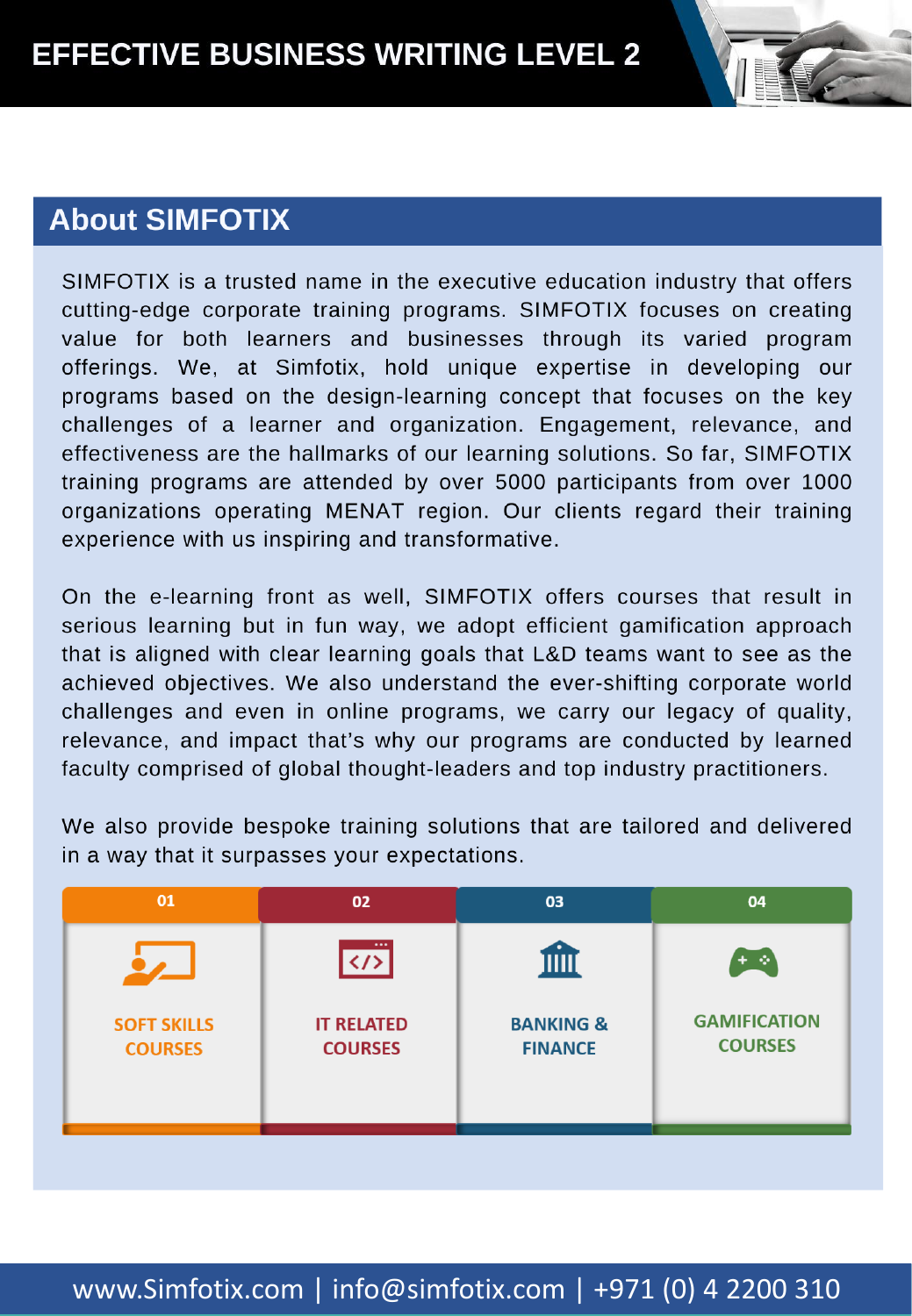## About SIMFOTIX

SIMFOTIX is a trusted name in the executive education industry that offers cutting-edge corporate training programs. SIMFOTIX focuses on creating value for both learners and businesses through its varied program offerings. We, at Simfotix, hold unique expertise in developing our programs based on the design-learning concept that focuses on the key challenges of a learner and organization. Engagement, relevance, and effectiveness are the hallmarks of our learning solutions. So far, SIMFOTIX training programs are attended by over 5000 participants from over 1000 organizations operating MENAT region. Our clients regard their training experience with us inspiring and transformative.

On the e-learning front as well, SIMFOTIX offers courses that result in serious learning but in fun way, we adopt efficient gamification approach that is aligned with clear learning goals that L&D teams want to see as the achieved objectives. We also understand the ever-shifting corporate world challenges and even in online programs, we carry our legacy of quality, relevance, and impact that's why our programs are conducted by learned faculty comprised of global thought-leaders and top industry practitioners.

We also provide bespoke training solutions that are tailored and delivered in a way that it surpasses your expectations.

| 01 | 02 | 03 | 04 |
|---|---|---|---|
| SOFT SKILLS COURSES | IT RELATED COURSES | BANKING & FINANCE | GAMIFICATION COURSES |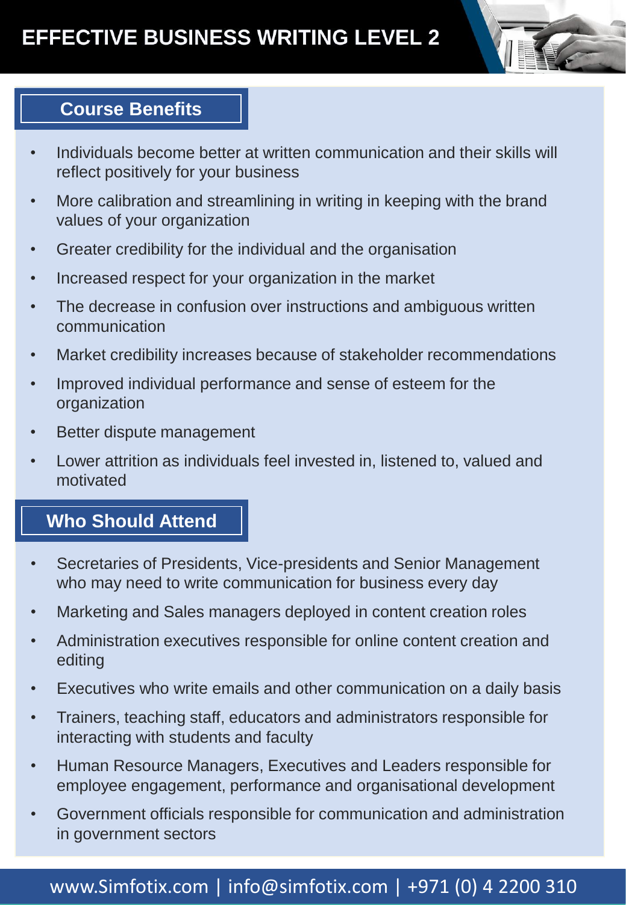# EFFECTIVE BUSINESS WRITING LEVEL 2

## Course Benefits

- Individuals become better at written communication and their skills will reflect positively for your business
- More calibration and streamlining in writing in keeping with the brand values of your organization
- Greater credibility for the individual and the organisation
- Increased respect for your organization in the market
- The decrease in confusion over instructions and ambiguous written communication
- Market credibility increases because of stakeholder recommendations
- Improved individual performance and sense of esteem for the organization
- Better dispute management
- Lower attrition as individuals feel invested in, listened to, valued and motivated

## Who Should Attend

- Secretaries of Presidents, Vice-presidents and Senior Management who may need to write communication for business every day
- Marketing and Sales managers deployed in content creation roles
- Administration executives responsible for online content creation and editing
- Executives who write emails and other communication on a daily basis
- Trainers, teaching staff, educators and administrators responsible for interacting with students and faculty
- Human Resource Managers, Executives and Leaders responsible for employee engagement, performance and organisational development
- Government officials responsible for communication and administration in government sectors

www.Simfotix.com | info@simfotix.com | +971 (0) 4 2200 310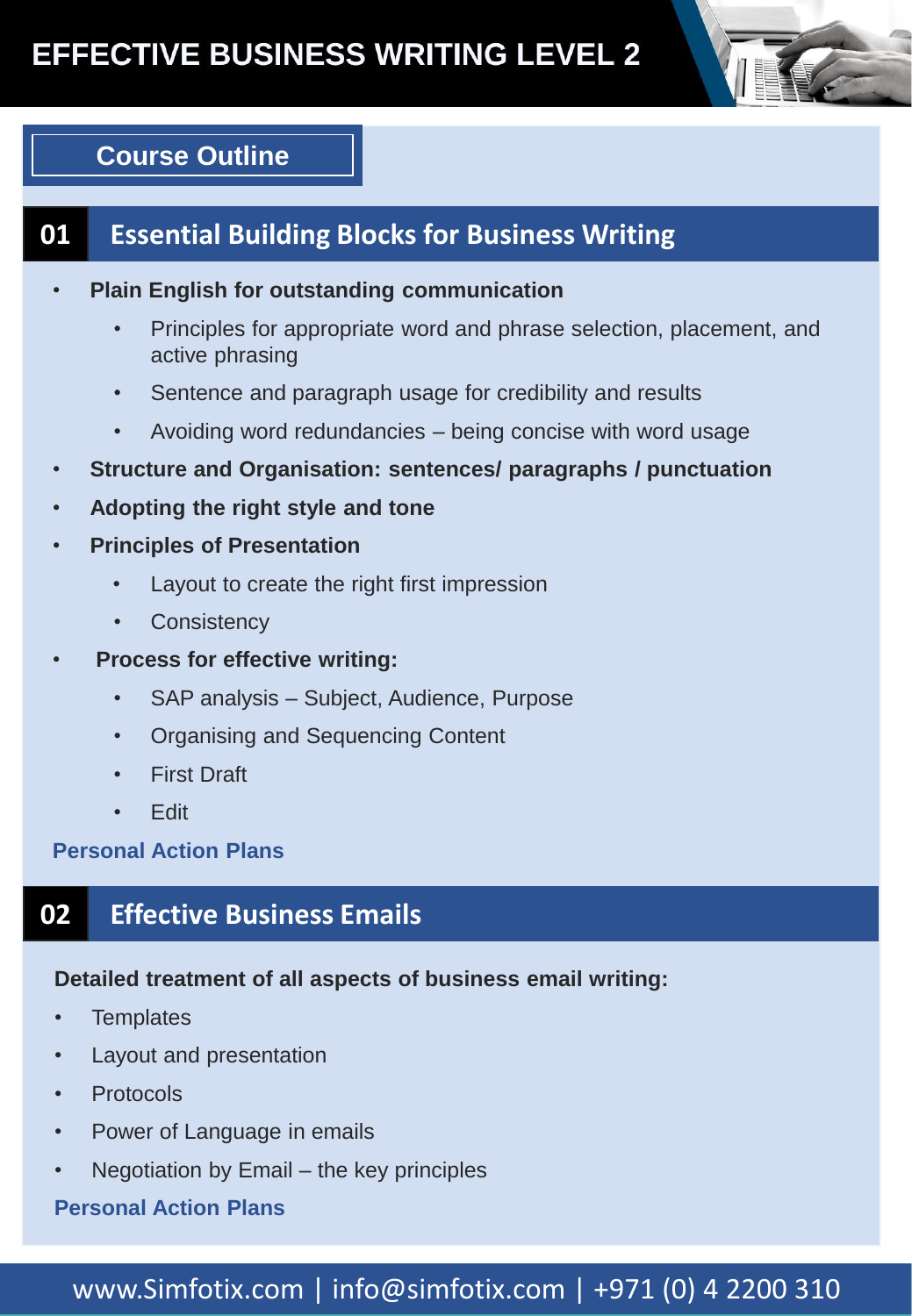# EFFECTIVE BUSINESS WRITING LEVEL 2

## Course Outline

### 01 Essential Building Blocks for Business Writing

- **Plain English for outstanding communication**
  - Principles for appropriate word and phrase selection, placement, and active phrasing
  - Sentence and paragraph usage for credibility and results
  - Avoiding word redundancies – being concise with word usage
- **Structure and Organisation: sentences/ paragraphs / punctuation**
- **Adopting the right style and tone**
- **Principles of Presentation**
  - Layout to create the right first impression
  - Consistency
- **Process for effective writing:**
  - SAP analysis – Subject, Audience, Purpose
  - Organising and Sequencing Content
  - First Draft
  - Edit

**Personal Action Plans**

### 02 Effective Business Emails

**Detailed treatment of all aspects of business email writing:**

- Templates
- Layout and presentation
- Protocols
- Power of Language in emails
- Negotiation by Email – the key principles

**Personal Action Plans**

www.Simfotix.com | info@simfotix.com | +971 (0) 4 2200 310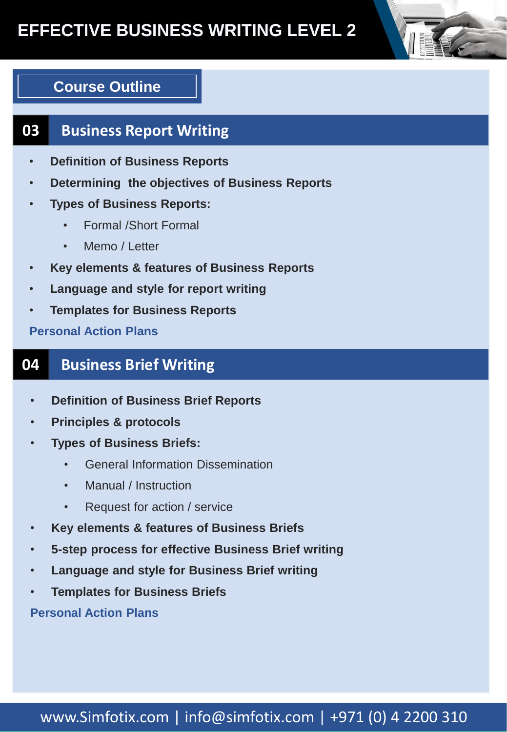# EFFECTIVE BUSINESS WRITING LEVEL 2

## Course Outline

## 03 Business Report Writing

- **Definition of Business Reports**
- **Determining the objectives of Business Reports**
- **Types of Business Reports:**
  - Formal /Short Formal
  - Memo / Letter
- **Key elements & features of Business Reports**
- **Language and style for report writing**
- **Templates for Business Reports**

**Personal Action Plans**

## 04 Business Brief Writing

- **Definition of Business Brief Reports**
- **Principles & protocols**
- **Types of Business Briefs:**
  - General Information Dissemination
  - Manual / Instruction
  - Request for action / service
- **Key elements & features of Business Briefs**
- **5-step process for effective Business Brief writing**
- **Language and style for Business Brief writing**
- **Templates for Business Briefs**

**Personal Action Plans**

www.Simfotix.com | info@simfotix.com | +971 (0) 4 2200 310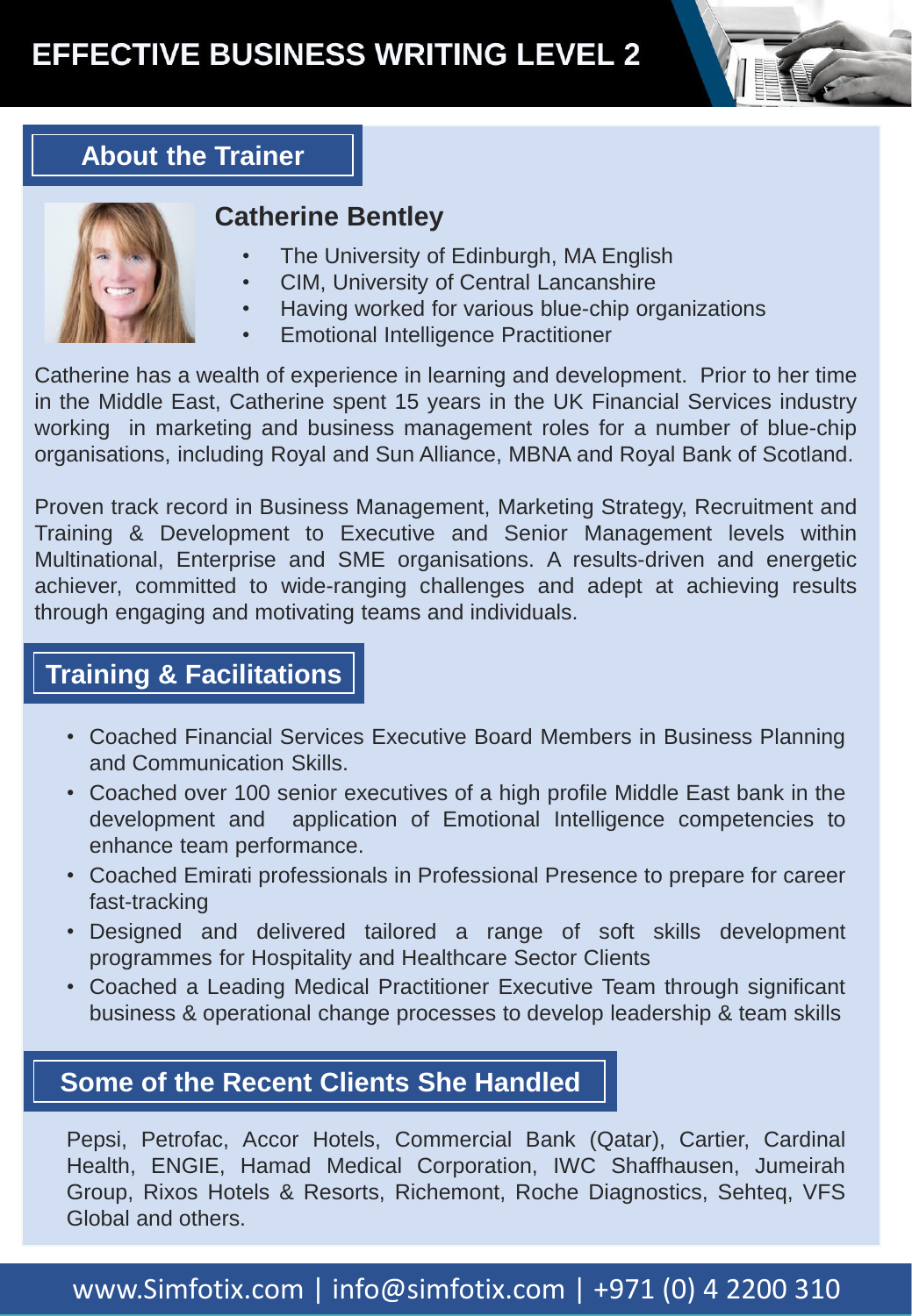# EFFECTIVE BUSINESS WRITING LEVEL 2

## About the Trainer

### Catherine Bentley

- The University of Edinburgh, MA English
- CIM, University of Central Lancanshire
- Having worked for various blue-chip organizations
- Emotional Intelligence Practitioner

Catherine has a wealth of experience in learning and development. Prior to her time in the Middle East, Catherine spent 15 years in the UK Financial Services industry working in marketing and business management roles for a number of blue-chip organisations, including Royal and Sun Alliance, MBNA and Royal Bank of Scotland.

Proven track record in Business Management, Marketing Strategy, Recruitment and Training & Development to Executive and Senior Management levels within Multinational, Enterprise and SME organisations. A results-driven and energetic achiever, committed to wide-ranging challenges and adept at achieving results through engaging and motivating teams and individuals.

## Training & Facilitations

- Coached Financial Services Executive Board Members in Business Planning and Communication Skills.
- Coached over 100 senior executives of a high profile Middle East bank in the development and application of Emotional Intelligence competencies to enhance team performance.
- Coached Emirati professionals in Professional Presence to prepare for career fast-tracking
- Designed and delivered tailored a range of soft skills development programmes for Hospitality and Healthcare Sector Clients
- Coached a Leading Medical Practitioner Executive Team through significant business & operational change processes to develop leadership & team skills

## Some of the Recent Clients She Handled

Pepsi, Petrofac, Accor Hotels, Commercial Bank (Qatar), Cartier, Cardinal Health, ENGIE, Hamad Medical Corporation, IWC Shaffhausen, Jumeirah Group, Rixos Hotels & Resorts, Richemont, Roche Diagnostics, Sehteq, VFS Global and others.

www.Simfotix.com | info@simfotix.com | +971 (0) 4 2200 310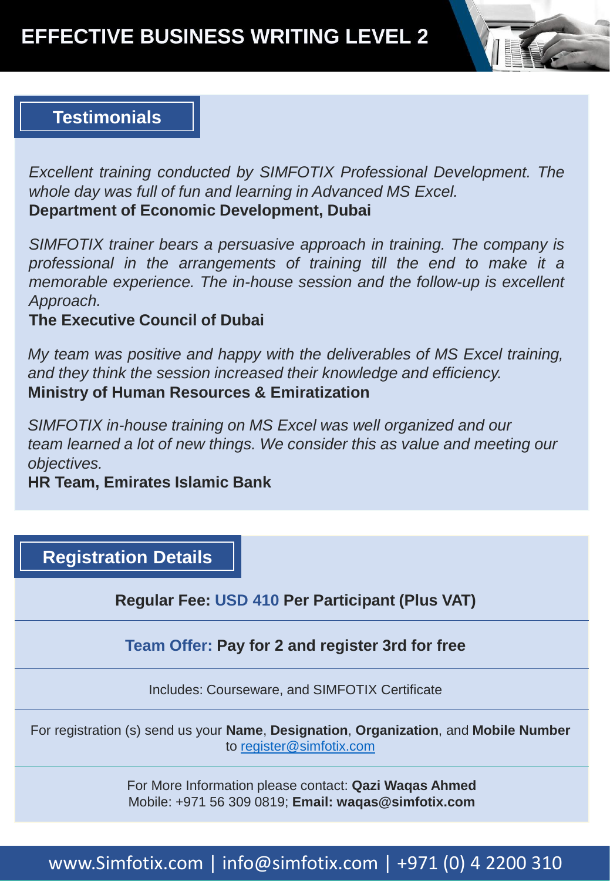# EFFECTIVE BUSINESS WRITING LEVEL 2

## Testimonials

*Excellent training conducted by SIMFOTIX Professional Development. The whole day was full of fun and learning in Advanced MS Excel.*
**Department of Economic Development, Dubai**

*SIMFOTIX trainer bears a persuasive approach in training. The company is professional in the arrangements of training till the end to make it a memorable experience. The in-house session and the follow-up is excellent Approach.*
**The Executive Council of Dubai**

*My team was positive and happy with the deliverables of MS Excel training, and they think the session increased their knowledge and efficiency.*
**Ministry of Human Resources & Emiratization**

*SIMFOTIX in-house training on MS Excel was well organized and our team learned a lot of new things. We consider this as value and meeting our objectives.*
**HR Team, Emirates Islamic Bank**

## Registration Details

**Regular Fee: USD 410 Per Participant (Plus VAT)**

**Team Offer: Pay for 2 and register 3rd for free**

Includes: Courseware, and SIMFOTIX Certificate

For registration (s) send us your **Name**, **Designation**, **Organization**, and **Mobile Number** to register@simfotix.com

For More Information please contact: **Qazi Waqas Ahmed**
Mobile: +971 56 309 0819; **Email: waqas@simfotix.com**

www.Simfotix.com | info@simfotix.com | +971 (0) 4 2200 310